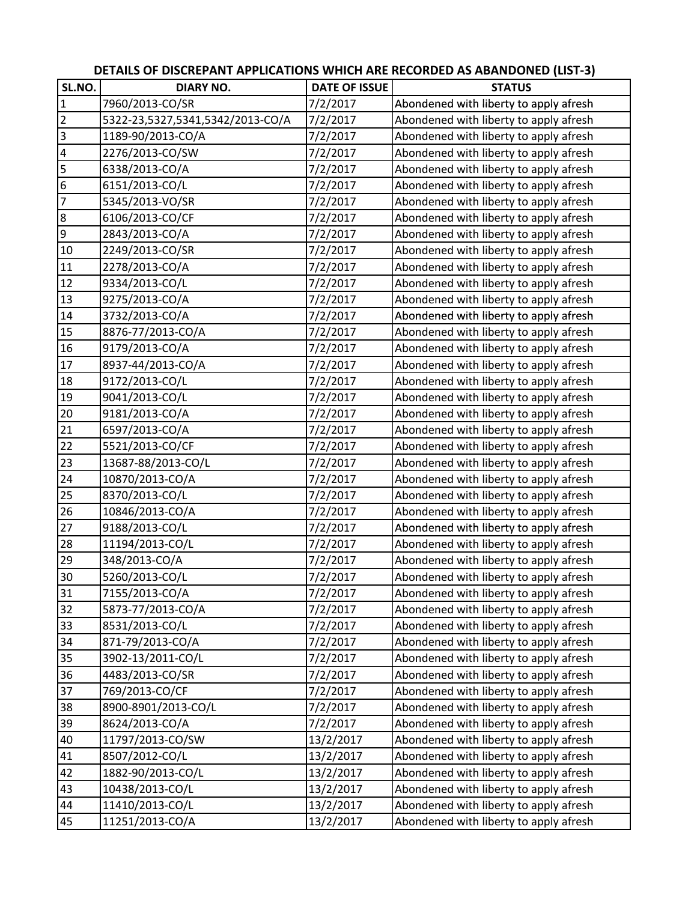## DETAILS OF DISCREPANT APPLICATIONS WHICH ARE RECORDED AS ABANDONED (LIST-3)

| SL.NO. | DIARY NO. | DATE OF ISSUE | STATUS |
|---|---|---|---|
| 1 | 7960/2013-CO/SR | 7/2/2017 | Abondened with liberty to apply afresh |
| 2 | 5322-23,5327,5341,5342/2013-CO/A | 7/2/2017 | Abondened with liberty to apply afresh |
| 3 | 1189-90/2013-CO/A | 7/2/2017 | Abondened with liberty to apply afresh |
| 4 | 2276/2013-CO/SW | 7/2/2017 | Abondened with liberty to apply afresh |
| 5 | 6338/2013-CO/A | 7/2/2017 | Abondened with liberty to apply afresh |
| 6 | 6151/2013-CO/L | 7/2/2017 | Abondened with liberty to apply afresh |
| 7 | 5345/2013-VO/SR | 7/2/2017 | Abondened with liberty to apply afresh |
| 8 | 6106/2013-CO/CF | 7/2/2017 | Abondened with liberty to apply afresh |
| 9 | 2843/2013-CO/A | 7/2/2017 | Abondened with liberty to apply afresh |
| 10 | 2249/2013-CO/SR | 7/2/2017 | Abondened with liberty to apply afresh |
| 11 | 2278/2013-CO/A | 7/2/2017 | Abondened with liberty to apply afresh |
| 12 | 9334/2013-CO/L | 7/2/2017 | Abondened with liberty to apply afresh |
| 13 | 9275/2013-CO/A | 7/2/2017 | Abondened with liberty to apply afresh |
| 14 | 3732/2013-CO/A | 7/2/2017 | Abondened with liberty to apply afresh |
| 15 | 8876-77/2013-CO/A | 7/2/2017 | Abondened with liberty to apply afresh |
| 16 | 9179/2013-CO/A | 7/2/2017 | Abondened with liberty to apply afresh |
| 17 | 8937-44/2013-CO/A | 7/2/2017 | Abondened with liberty to apply afresh |
| 18 | 9172/2013-CO/L | 7/2/2017 | Abondened with liberty to apply afresh |
| 19 | 9041/2013-CO/L | 7/2/2017 | Abondened with liberty to apply afresh |
| 20 | 9181/2013-CO/A | 7/2/2017 | Abondened with liberty to apply afresh |
| 21 | 6597/2013-CO/A | 7/2/2017 | Abondened with liberty to apply afresh |
| 22 | 5521/2013-CO/CF | 7/2/2017 | Abondened with liberty to apply afresh |
| 23 | 13687-88/2013-CO/L | 7/2/2017 | Abondened with liberty to apply afresh |
| 24 | 10870/2013-CO/A | 7/2/2017 | Abondened with liberty to apply afresh |
| 25 | 8370/2013-CO/L | 7/2/2017 | Abondened with liberty to apply afresh |
| 26 | 10846/2013-CO/A | 7/2/2017 | Abondened with liberty to apply afresh |
| 27 | 9188/2013-CO/L | 7/2/2017 | Abondened with liberty to apply afresh |
| 28 | 11194/2013-CO/L | 7/2/2017 | Abondened with liberty to apply afresh |
| 29 | 348/2013-CO/A | 7/2/2017 | Abondened with liberty to apply afresh |
| 30 | 5260/2013-CO/L | 7/2/2017 | Abondened with liberty to apply afresh |
| 31 | 7155/2013-CO/A | 7/2/2017 | Abondened with liberty to apply afresh |
| 32 | 5873-77/2013-CO/A | 7/2/2017 | Abondened with liberty to apply afresh |
| 33 | 8531/2013-CO/L | 7/2/2017 | Abondened with liberty to apply afresh |
| 34 | 871-79/2013-CO/A | 7/2/2017 | Abondened with liberty to apply afresh |
| 35 | 3902-13/2011-CO/L | 7/2/2017 | Abondened with liberty to apply afresh |
| 36 | 4483/2013-CO/SR | 7/2/2017 | Abondened with liberty to apply afresh |
| 37 | 769/2013-CO/CF | 7/2/2017 | Abondened with liberty to apply afresh |
| 38 | 8900-8901/2013-CO/L | 7/2/2017 | Abondened with liberty to apply afresh |
| 39 | 8624/2013-CO/A | 7/2/2017 | Abondened with liberty to apply afresh |
| 40 | 11797/2013-CO/SW | 13/2/2017 | Abondened with liberty to apply afresh |
| 41 | 8507/2012-CO/L | 13/2/2017 | Abondened with liberty to apply afresh |
| 42 | 1882-90/2013-CO/L | 13/2/2017 | Abondened with liberty to apply afresh |
| 43 | 10438/2013-CO/L | 13/2/2017 | Abondened with liberty to apply afresh |
| 44 | 11410/2013-CO/L | 13/2/2017 | Abondened with liberty to apply afresh |
| 45 | 11251/2013-CO/A | 13/2/2017 | Abondened with liberty to apply afresh |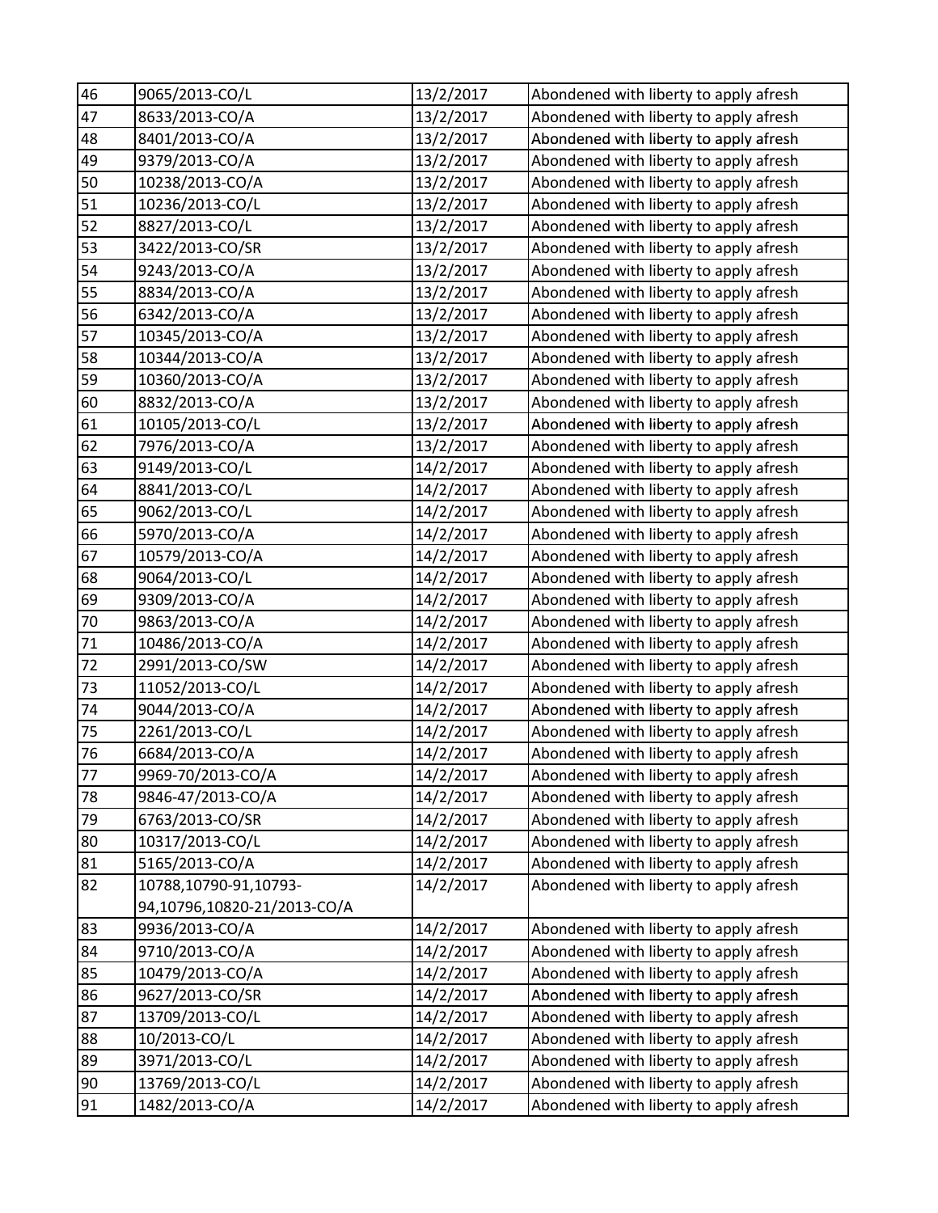| 46 | 9065/2013-CO/L | 13/2/2017 | Abondened with liberty to apply afresh |
|---|---|---|---|
| 47 | 8633/2013-CO/A | 13/2/2017 | Abondened with liberty to apply afresh |
| 48 | 8401/2013-CO/A | 13/2/2017 | Abondened with liberty to apply afresh |
| 49 | 9379/2013-CO/A | 13/2/2017 | Abondened with liberty to apply afresh |
| 50 | 10238/2013-CO/A | 13/2/2017 | Abondened with liberty to apply afresh |
| 51 | 10236/2013-CO/L | 13/2/2017 | Abondened with liberty to apply afresh |
| 52 | 8827/2013-CO/L | 13/2/2017 | Abondened with liberty to apply afresh |
| 53 | 3422/2013-CO/SR | 13/2/2017 | Abondened with liberty to apply afresh |
| 54 | 9243/2013-CO/A | 13/2/2017 | Abondened with liberty to apply afresh |
| 55 | 8834/2013-CO/A | 13/2/2017 | Abondened with liberty to apply afresh |
| 56 | 6342/2013-CO/A | 13/2/2017 | Abondened with liberty to apply afresh |
| 57 | 10345/2013-CO/A | 13/2/2017 | Abondened with liberty to apply afresh |
| 58 | 10344/2013-CO/A | 13/2/2017 | Abondened with liberty to apply afresh |
| 59 | 10360/2013-CO/A | 13/2/2017 | Abondened with liberty to apply afresh |
| 60 | 8832/2013-CO/A | 13/2/2017 | Abondened with liberty to apply afresh |
| 61 | 10105/2013-CO/L | 13/2/2017 | Abondened with liberty to apply afresh |
| 62 | 7976/2013-CO/A | 13/2/2017 | Abondened with liberty to apply afresh |
| 63 | 9149/2013-CO/L | 14/2/2017 | Abondened with liberty to apply afresh |
| 64 | 8841/2013-CO/L | 14/2/2017 | Abondened with liberty to apply afresh |
| 65 | 9062/2013-CO/L | 14/2/2017 | Abondened with liberty to apply afresh |
| 66 | 5970/2013-CO/A | 14/2/2017 | Abondened with liberty to apply afresh |
| 67 | 10579/2013-CO/A | 14/2/2017 | Abondened with liberty to apply afresh |
| 68 | 9064/2013-CO/L | 14/2/2017 | Abondened with liberty to apply afresh |
| 69 | 9309/2013-CO/A | 14/2/2017 | Abondened with liberty to apply afresh |
| 70 | 9863/2013-CO/A | 14/2/2017 | Abondened with liberty to apply afresh |
| 71 | 10486/2013-CO/A | 14/2/2017 | Abondened with liberty to apply afresh |
| 72 | 2991/2013-CO/SW | 14/2/2017 | Abondened with liberty to apply afresh |
| 73 | 11052/2013-CO/L | 14/2/2017 | Abondened with liberty to apply afresh |
| 74 | 9044/2013-CO/A | 14/2/2017 | Abondened with liberty to apply afresh |
| 75 | 2261/2013-CO/L | 14/2/2017 | Abondened with liberty to apply afresh |
| 76 | 6684/2013-CO/A | 14/2/2017 | Abondened with liberty to apply afresh |
| 77 | 9969-70/2013-CO/A | 14/2/2017 | Abondened with liberty to apply afresh |
| 78 | 9846-47/2013-CO/A | 14/2/2017 | Abondened with liberty to apply afresh |
| 79 | 6763/2013-CO/SR | 14/2/2017 | Abondened with liberty to apply afresh |
| 80 | 10317/2013-CO/L | 14/2/2017 | Abondened with liberty to apply afresh |
| 81 | 5165/2013-CO/A | 14/2/2017 | Abondened with liberty to apply afresh |
| 82 | 10788,10790-91,10793-94,10796,10820-21/2013-CO/A | 14/2/2017 | Abondened with liberty to apply afresh |
| 83 | 9936/2013-CO/A | 14/2/2017 | Abondened with liberty to apply afresh |
| 84 | 9710/2013-CO/A | 14/2/2017 | Abondened with liberty to apply afresh |
| 85 | 10479/2013-CO/A | 14/2/2017 | Abondened with liberty to apply afresh |
| 86 | 9627/2013-CO/SR | 14/2/2017 | Abondened with liberty to apply afresh |
| 87 | 13709/2013-CO/L | 14/2/2017 | Abondened with liberty to apply afresh |
| 88 | 10/2013-CO/L | 14/2/2017 | Abondened with liberty to apply afresh |
| 89 | 3971/2013-CO/L | 14/2/2017 | Abondened with liberty to apply afresh |
| 90 | 13769/2013-CO/L | 14/2/2017 | Abondened with liberty to apply afresh |
| 91 | 1482/2013-CO/A | 14/2/2017 | Abondened with liberty to apply afresh |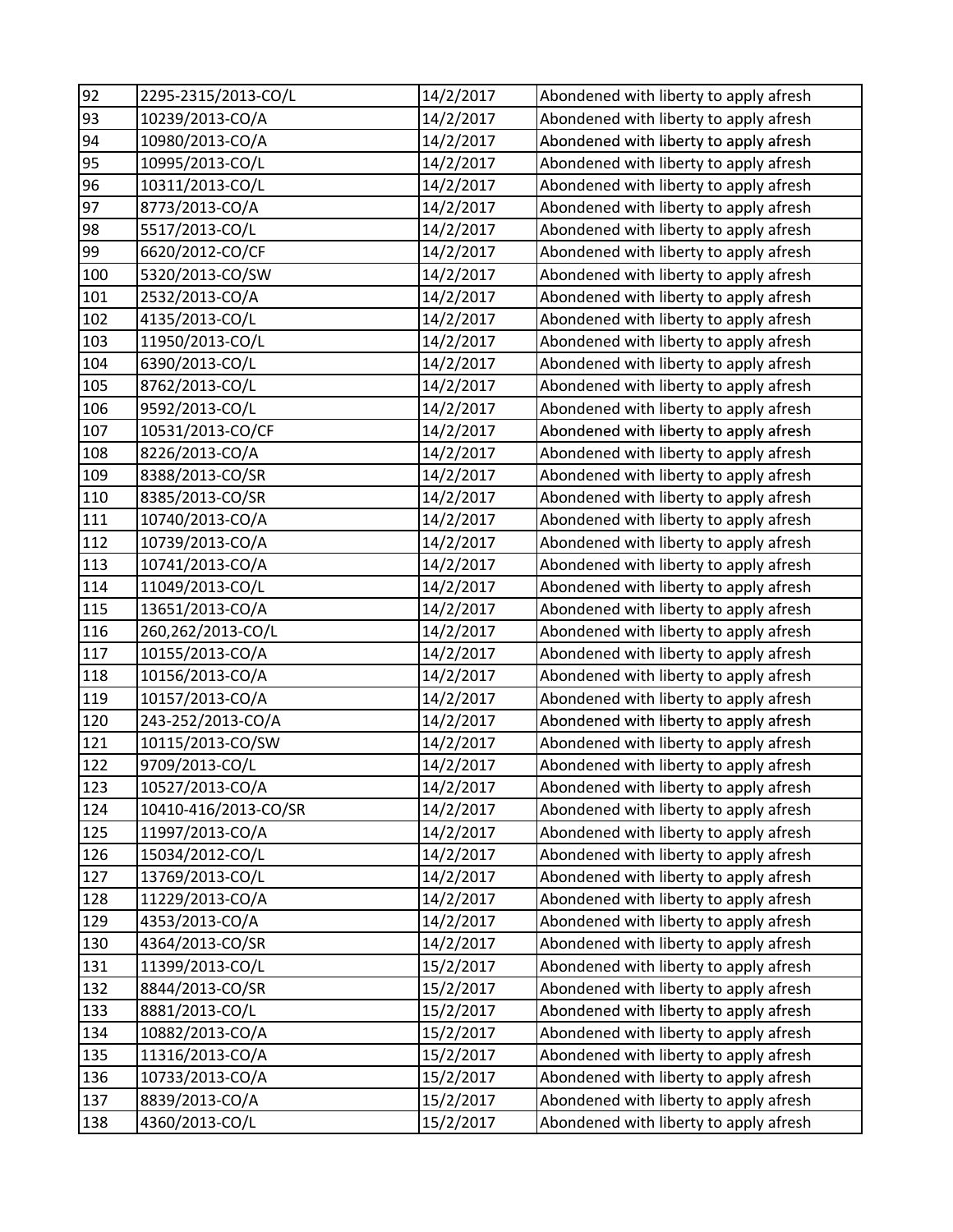| 92 | 2295-2315/2013-CO/L | 14/2/2017 | Abondened with liberty to apply afresh |
|---|---|---|---|
| 93 | 10239/2013-CO/A | 14/2/2017 | Abondened with liberty to apply afresh |
| 94 | 10980/2013-CO/A | 14/2/2017 | Abondened with liberty to apply afresh |
| 95 | 10995/2013-CO/L | 14/2/2017 | Abondened with liberty to apply afresh |
| 96 | 10311/2013-CO/L | 14/2/2017 | Abondened with liberty to apply afresh |
| 97 | 8773/2013-CO/A | 14/2/2017 | Abondened with liberty to apply afresh |
| 98 | 5517/2013-CO/L | 14/2/2017 | Abondened with liberty to apply afresh |
| 99 | 6620/2012-CO/CF | 14/2/2017 | Abondened with liberty to apply afresh |
| 100 | 5320/2013-CO/SW | 14/2/2017 | Abondened with liberty to apply afresh |
| 101 | 2532/2013-CO/A | 14/2/2017 | Abondened with liberty to apply afresh |
| 102 | 4135/2013-CO/L | 14/2/2017 | Abondened with liberty to apply afresh |
| 103 | 11950/2013-CO/L | 14/2/2017 | Abondened with liberty to apply afresh |
| 104 | 6390/2013-CO/L | 14/2/2017 | Abondened with liberty to apply afresh |
| 105 | 8762/2013-CO/L | 14/2/2017 | Abondened with liberty to apply afresh |
| 106 | 9592/2013-CO/L | 14/2/2017 | Abondened with liberty to apply afresh |
| 107 | 10531/2013-CO/CF | 14/2/2017 | Abondened with liberty to apply afresh |
| 108 | 8226/2013-CO/A | 14/2/2017 | Abondened with liberty to apply afresh |
| 109 | 8388/2013-CO/SR | 14/2/2017 | Abondened with liberty to apply afresh |
| 110 | 8385/2013-CO/SR | 14/2/2017 | Abondened with liberty to apply afresh |
| 111 | 10740/2013-CO/A | 14/2/2017 | Abondened with liberty to apply afresh |
| 112 | 10739/2013-CO/A | 14/2/2017 | Abondened with liberty to apply afresh |
| 113 | 10741/2013-CO/A | 14/2/2017 | Abondened with liberty to apply afresh |
| 114 | 11049/2013-CO/L | 14/2/2017 | Abondened with liberty to apply afresh |
| 115 | 13651/2013-CO/A | 14/2/2017 | Abondened with liberty to apply afresh |
| 116 | 260,262/2013-CO/L | 14/2/2017 | Abondened with liberty to apply afresh |
| 117 | 10155/2013-CO/A | 14/2/2017 | Abondened with liberty to apply afresh |
| 118 | 10156/2013-CO/A | 14/2/2017 | Abondened with liberty to apply afresh |
| 119 | 10157/2013-CO/A | 14/2/2017 | Abondened with liberty to apply afresh |
| 120 | 243-252/2013-CO/A | 14/2/2017 | Abondened with liberty to apply afresh |
| 121 | 10115/2013-CO/SW | 14/2/2017 | Abondened with liberty to apply afresh |
| 122 | 9709/2013-CO/L | 14/2/2017 | Abondened with liberty to apply afresh |
| 123 | 10527/2013-CO/A | 14/2/2017 | Abondened with liberty to apply afresh |
| 124 | 10410-416/2013-CO/SR | 14/2/2017 | Abondened with liberty to apply afresh |
| 125 | 11997/2013-CO/A | 14/2/2017 | Abondened with liberty to apply afresh |
| 126 | 15034/2012-CO/L | 14/2/2017 | Abondened with liberty to apply afresh |
| 127 | 13769/2013-CO/L | 14/2/2017 | Abondened with liberty to apply afresh |
| 128 | 11229/2013-CO/A | 14/2/2017 | Abondened with liberty to apply afresh |
| 129 | 4353/2013-CO/A | 14/2/2017 | Abondened with liberty to apply afresh |
| 130 | 4364/2013-CO/SR | 14/2/2017 | Abondened with liberty to apply afresh |
| 131 | 11399/2013-CO/L | 15/2/2017 | Abondened with liberty to apply afresh |
| 132 | 8844/2013-CO/SR | 15/2/2017 | Abondened with liberty to apply afresh |
| 133 | 8881/2013-CO/L | 15/2/2017 | Abondened with liberty to apply afresh |
| 134 | 10882/2013-CO/A | 15/2/2017 | Abondened with liberty to apply afresh |
| 135 | 11316/2013-CO/A | 15/2/2017 | Abondened with liberty to apply afresh |
| 136 | 10733/2013-CO/A | 15/2/2017 | Abondened with liberty to apply afresh |
| 137 | 8839/2013-CO/A | 15/2/2017 | Abondened with liberty to apply afresh |
| 138 | 4360/2013-CO/L | 15/2/2017 | Abondened with liberty to apply afresh |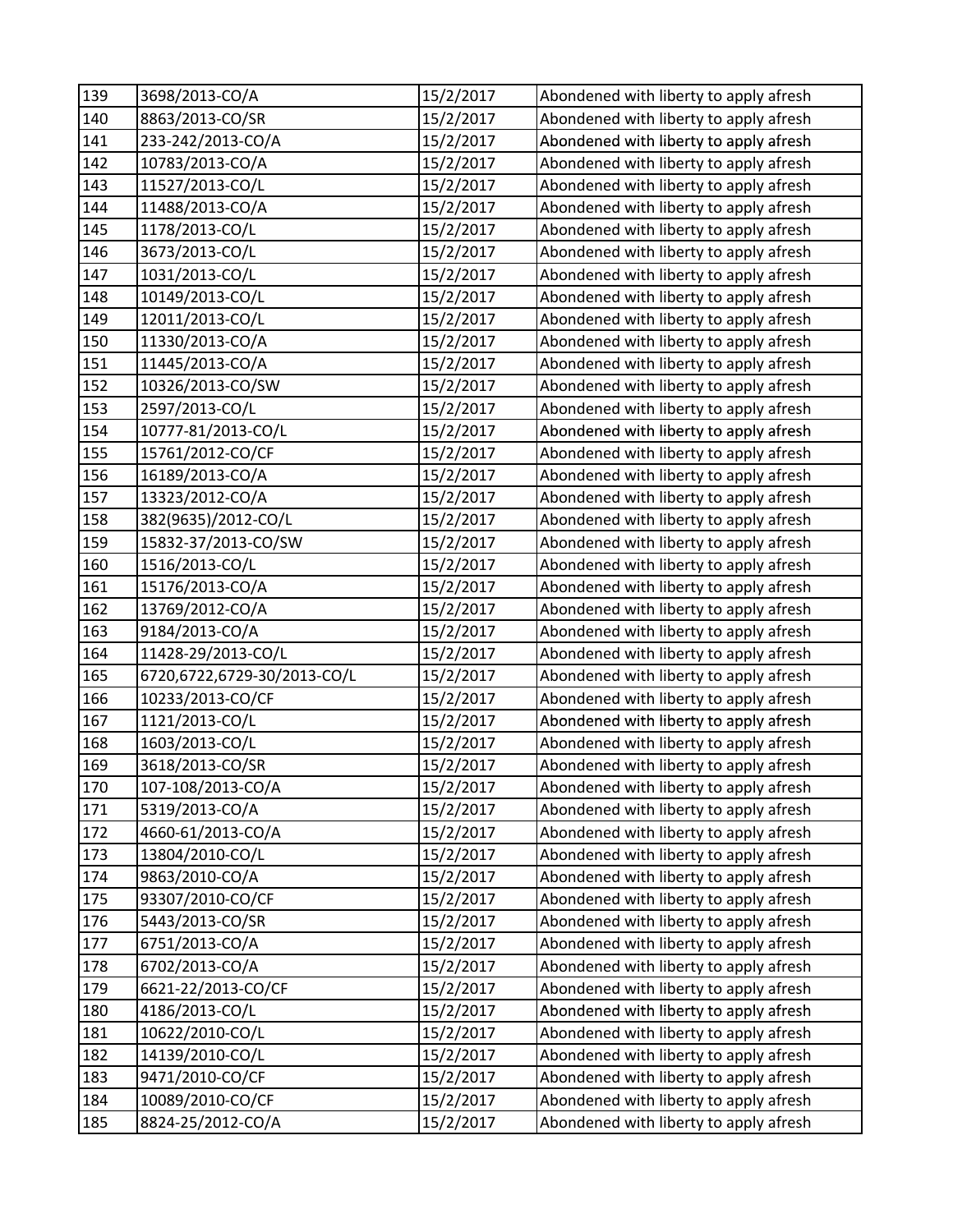| 139 | 3698/2013-CO/A | 15/2/2017 | Abondened with liberty to apply afresh |
|---|---|---|---|
| 140 | 8863/2013-CO/SR | 15/2/2017 | Abondened with liberty to apply afresh |
| 141 | 233-242/2013-CO/A | 15/2/2017 | Abondened with liberty to apply afresh |
| 142 | 10783/2013-CO/A | 15/2/2017 | Abondened with liberty to apply afresh |
| 143 | 11527/2013-CO/L | 15/2/2017 | Abondened with liberty to apply afresh |
| 144 | 11488/2013-CO/A | 15/2/2017 | Abondened with liberty to apply afresh |
| 145 | 1178/2013-CO/L | 15/2/2017 | Abondened with liberty to apply afresh |
| 146 | 3673/2013-CO/L | 15/2/2017 | Abondened with liberty to apply afresh |
| 147 | 1031/2013-CO/L | 15/2/2017 | Abondened with liberty to apply afresh |
| 148 | 10149/2013-CO/L | 15/2/2017 | Abondened with liberty to apply afresh |
| 149 | 12011/2013-CO/L | 15/2/2017 | Abondened with liberty to apply afresh |
| 150 | 11330/2013-CO/A | 15/2/2017 | Abondened with liberty to apply afresh |
| 151 | 11445/2013-CO/A | 15/2/2017 | Abondened with liberty to apply afresh |
| 152 | 10326/2013-CO/SW | 15/2/2017 | Abondened with liberty to apply afresh |
| 153 | 2597/2013-CO/L | 15/2/2017 | Abondened with liberty to apply afresh |
| 154 | 10777-81/2013-CO/L | 15/2/2017 | Abondened with liberty to apply afresh |
| 155 | 15761/2012-CO/CF | 15/2/2017 | Abondened with liberty to apply afresh |
| 156 | 16189/2013-CO/A | 15/2/2017 | Abondened with liberty to apply afresh |
| 157 | 13323/2012-CO/A | 15/2/2017 | Abondened with liberty to apply afresh |
| 158 | 382(9635)/2012-CO/L | 15/2/2017 | Abondened with liberty to apply afresh |
| 159 | 15832-37/2013-CO/SW | 15/2/2017 | Abondened with liberty to apply afresh |
| 160 | 1516/2013-CO/L | 15/2/2017 | Abondened with liberty to apply afresh |
| 161 | 15176/2013-CO/A | 15/2/2017 | Abondened with liberty to apply afresh |
| 162 | 13769/2012-CO/A | 15/2/2017 | Abondened with liberty to apply afresh |
| 163 | 9184/2013-CO/A | 15/2/2017 | Abondened with liberty to apply afresh |
| 164 | 11428-29/2013-CO/L | 15/2/2017 | Abondened with liberty to apply afresh |
| 165 | 6720,6722,6729-30/2013-CO/L | 15/2/2017 | Abondened with liberty to apply afresh |
| 166 | 10233/2013-CO/CF | 15/2/2017 | Abondened with liberty to apply afresh |
| 167 | 1121/2013-CO/L | 15/2/2017 | Abondened with liberty to apply afresh |
| 168 | 1603/2013-CO/L | 15/2/2017 | Abondened with liberty to apply afresh |
| 169 | 3618/2013-CO/SR | 15/2/2017 | Abondened with liberty to apply afresh |
| 170 | 107-108/2013-CO/A | 15/2/2017 | Abondened with liberty to apply afresh |
| 171 | 5319/2013-CO/A | 15/2/2017 | Abondened with liberty to apply afresh |
| 172 | 4660-61/2013-CO/A | 15/2/2017 | Abondened with liberty to apply afresh |
| 173 | 13804/2010-CO/L | 15/2/2017 | Abondened with liberty to apply afresh |
| 174 | 9863/2010-CO/A | 15/2/2017 | Abondened with liberty to apply afresh |
| 175 | 93307/2010-CO/CF | 15/2/2017 | Abondened with liberty to apply afresh |
| 176 | 5443/2013-CO/SR | 15/2/2017 | Abondened with liberty to apply afresh |
| 177 | 6751/2013-CO/A | 15/2/2017 | Abondened with liberty to apply afresh |
| 178 | 6702/2013-CO/A | 15/2/2017 | Abondened with liberty to apply afresh |
| 179 | 6621-22/2013-CO/CF | 15/2/2017 | Abondened with liberty to apply afresh |
| 180 | 4186/2013-CO/L | 15/2/2017 | Abondened with liberty to apply afresh |
| 181 | 10622/2010-CO/L | 15/2/2017 | Abondened with liberty to apply afresh |
| 182 | 14139/2010-CO/L | 15/2/2017 | Abondened with liberty to apply afresh |
| 183 | 9471/2010-CO/CF | 15/2/2017 | Abondened with liberty to apply afresh |
| 184 | 10089/2010-CO/CF | 15/2/2017 | Abondened with liberty to apply afresh |
| 185 | 8824-25/2012-CO/A | 15/2/2017 | Abondened with liberty to apply afresh |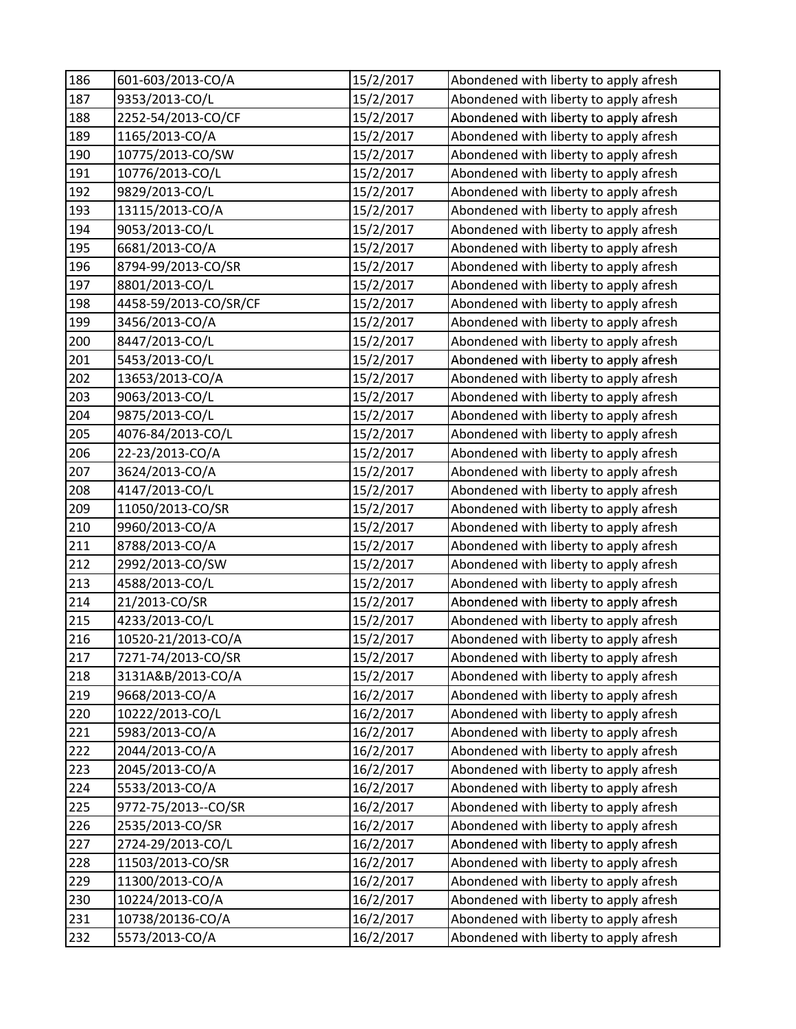| 186 | 601-603/2013-CO/A | 15/2/2017 | Abondened with liberty to apply afresh |
|---|---|---|---|
| 187 | 9353/2013-CO/L | 15/2/2017 | Abondened with liberty to apply afresh |
| 188 | 2252-54/2013-CO/CF | 15/2/2017 | Abondened with liberty to apply afresh |
| 189 | 1165/2013-CO/A | 15/2/2017 | Abondened with liberty to apply afresh |
| 190 | 10775/2013-CO/SW | 15/2/2017 | Abondened with liberty to apply afresh |
| 191 | 10776/2013-CO/L | 15/2/2017 | Abondened with liberty to apply afresh |
| 192 | 9829/2013-CO/L | 15/2/2017 | Abondened with liberty to apply afresh |
| 193 | 13115/2013-CO/A | 15/2/2017 | Abondened with liberty to apply afresh |
| 194 | 9053/2013-CO/L | 15/2/2017 | Abondened with liberty to apply afresh |
| 195 | 6681/2013-CO/A | 15/2/2017 | Abondened with liberty to apply afresh |
| 196 | 8794-99/2013-CO/SR | 15/2/2017 | Abondened with liberty to apply afresh |
| 197 | 8801/2013-CO/L | 15/2/2017 | Abondened with liberty to apply afresh |
| 198 | 4458-59/2013-CO/SR/CF | 15/2/2017 | Abondened with liberty to apply afresh |
| 199 | 3456/2013-CO/A | 15/2/2017 | Abondened with liberty to apply afresh |
| 200 | 8447/2013-CO/L | 15/2/2017 | Abondened with liberty to apply afresh |
| 201 | 5453/2013-CO/L | 15/2/2017 | Abondened with liberty to apply afresh |
| 202 | 13653/2013-CO/A | 15/2/2017 | Abondened with liberty to apply afresh |
| 203 | 9063/2013-CO/L | 15/2/2017 | Abondened with liberty to apply afresh |
| 204 | 9875/2013-CO/L | 15/2/2017 | Abondened with liberty to apply afresh |
| 205 | 4076-84/2013-CO/L | 15/2/2017 | Abondened with liberty to apply afresh |
| 206 | 22-23/2013-CO/A | 15/2/2017 | Abondened with liberty to apply afresh |
| 207 | 3624/2013-CO/A | 15/2/2017 | Abondened with liberty to apply afresh |
| 208 | 4147/2013-CO/L | 15/2/2017 | Abondened with liberty to apply afresh |
| 209 | 11050/2013-CO/SR | 15/2/2017 | Abondened with liberty to apply afresh |
| 210 | 9960/2013-CO/A | 15/2/2017 | Abondened with liberty to apply afresh |
| 211 | 8788/2013-CO/A | 15/2/2017 | Abondened with liberty to apply afresh |
| 212 | 2992/2013-CO/SW | 15/2/2017 | Abondened with liberty to apply afresh |
| 213 | 4588/2013-CO/L | 15/2/2017 | Abondened with liberty to apply afresh |
| 214 | 21/2013-CO/SR | 15/2/2017 | Abondened with liberty to apply afresh |
| 215 | 4233/2013-CO/L | 15/2/2017 | Abondened with liberty to apply afresh |
| 216 | 10520-21/2013-CO/A | 15/2/2017 | Abondened with liberty to apply afresh |
| 217 | 7271-74/2013-CO/SR | 15/2/2017 | Abondened with liberty to apply afresh |
| 218 | 3131A&B/2013-CO/A | 15/2/2017 | Abondened with liberty to apply afresh |
| 219 | 9668/2013-CO/A | 16/2/2017 | Abondened with liberty to apply afresh |
| 220 | 10222/2013-CO/L | 16/2/2017 | Abondened with liberty to apply afresh |
| 221 | 5983/2013-CO/A | 16/2/2017 | Abondened with liberty to apply afresh |
| 222 | 2044/2013-CO/A | 16/2/2017 | Abondened with liberty to apply afresh |
| 223 | 2045/2013-CO/A | 16/2/2017 | Abondened with liberty to apply afresh |
| 224 | 5533/2013-CO/A | 16/2/2017 | Abondened with liberty to apply afresh |
| 225 | 9772-75/2013--CO/SR | 16/2/2017 | Abondened with liberty to apply afresh |
| 226 | 2535/2013-CO/SR | 16/2/2017 | Abondened with liberty to apply afresh |
| 227 | 2724-29/2013-CO/L | 16/2/2017 | Abondened with liberty to apply afresh |
| 228 | 11503/2013-CO/SR | 16/2/2017 | Abondened with liberty to apply afresh |
| 229 | 11300/2013-CO/A | 16/2/2017 | Abondened with liberty to apply afresh |
| 230 | 10224/2013-CO/A | 16/2/2017 | Abondened with liberty to apply afresh |
| 231 | 10738/20136-CO/A | 16/2/2017 | Abondened with liberty to apply afresh |
| 232 | 5573/2013-CO/A | 16/2/2017 | Abondened with liberty to apply afresh |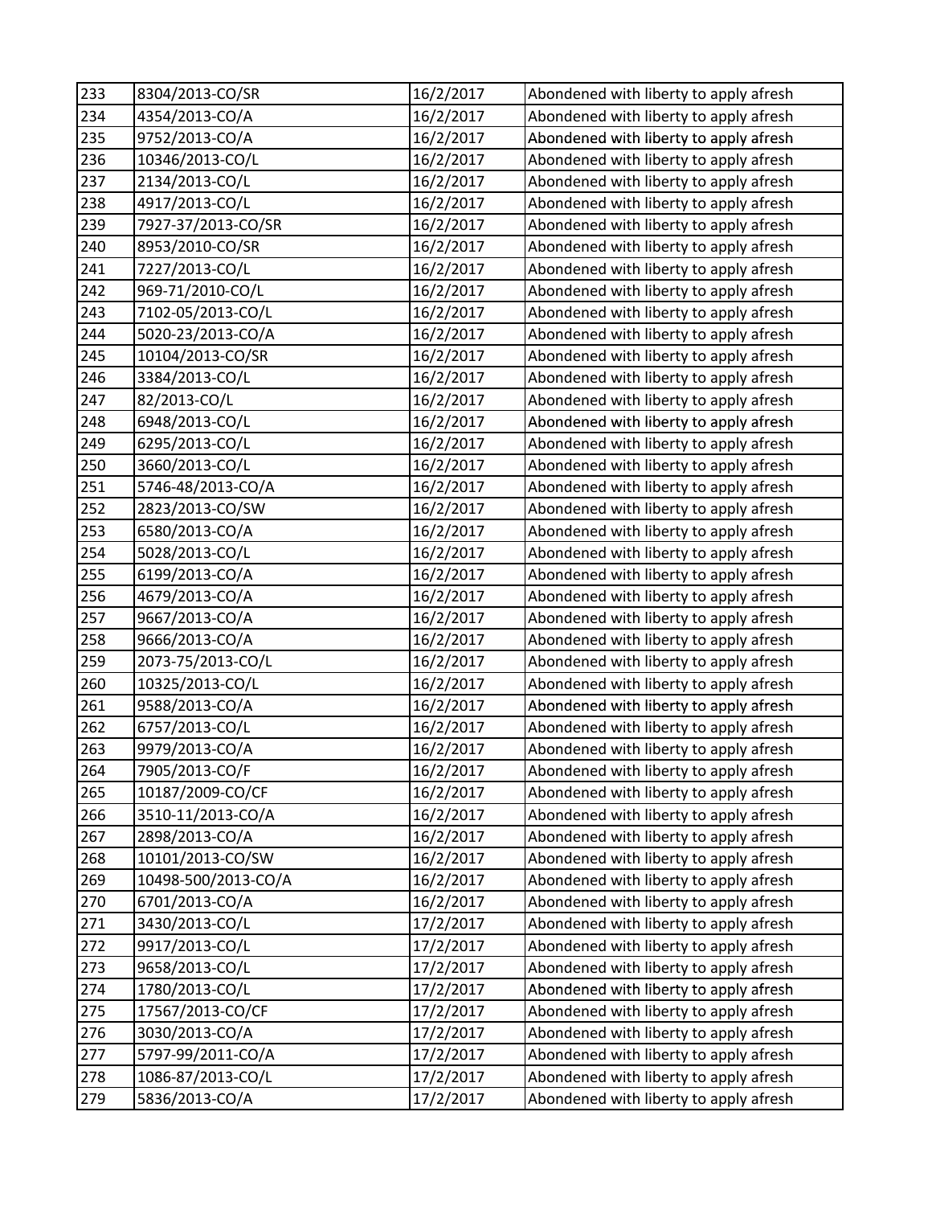| 233 | 8304/2013-CO/SR | 16/2/2017 | Abondened with liberty to apply afresh |
|---|---|---|---|
| 234 | 4354/2013-CO/A | 16/2/2017 | Abondened with liberty to apply afresh |
| 235 | 9752/2013-CO/A | 16/2/2017 | Abondened with liberty to apply afresh |
| 236 | 10346/2013-CO/L | 16/2/2017 | Abondened with liberty to apply afresh |
| 237 | 2134/2013-CO/L | 16/2/2017 | Abondened with liberty to apply afresh |
| 238 | 4917/2013-CO/L | 16/2/2017 | Abondened with liberty to apply afresh |
| 239 | 7927-37/2013-CO/SR | 16/2/2017 | Abondened with liberty to apply afresh |
| 240 | 8953/2010-CO/SR | 16/2/2017 | Abondened with liberty to apply afresh |
| 241 | 7227/2013-CO/L | 16/2/2017 | Abondened with liberty to apply afresh |
| 242 | 969-71/2010-CO/L | 16/2/2017 | Abondened with liberty to apply afresh |
| 243 | 7102-05/2013-CO/L | 16/2/2017 | Abondened with liberty to apply afresh |
| 244 | 5020-23/2013-CO/A | 16/2/2017 | Abondened with liberty to apply afresh |
| 245 | 10104/2013-CO/SR | 16/2/2017 | Abondened with liberty to apply afresh |
| 246 | 3384/2013-CO/L | 16/2/2017 | Abondened with liberty to apply afresh |
| 247 | 82/2013-CO/L | 16/2/2017 | Abondened with liberty to apply afresh |
| 248 | 6948/2013-CO/L | 16/2/2017 | Abondened with liberty to apply afresh |
| 249 | 6295/2013-CO/L | 16/2/2017 | Abondened with liberty to apply afresh |
| 250 | 3660/2013-CO/L | 16/2/2017 | Abondened with liberty to apply afresh |
| 251 | 5746-48/2013-CO/A | 16/2/2017 | Abondened with liberty to apply afresh |
| 252 | 2823/2013-CO/SW | 16/2/2017 | Abondened with liberty to apply afresh |
| 253 | 6580/2013-CO/A | 16/2/2017 | Abondened with liberty to apply afresh |
| 254 | 5028/2013-CO/L | 16/2/2017 | Abondened with liberty to apply afresh |
| 255 | 6199/2013-CO/A | 16/2/2017 | Abondened with liberty to apply afresh |
| 256 | 4679/2013-CO/A | 16/2/2017 | Abondened with liberty to apply afresh |
| 257 | 9667/2013-CO/A | 16/2/2017 | Abondened with liberty to apply afresh |
| 258 | 9666/2013-CO/A | 16/2/2017 | Abondened with liberty to apply afresh |
| 259 | 2073-75/2013-CO/L | 16/2/2017 | Abondened with liberty to apply afresh |
| 260 | 10325/2013-CO/L | 16/2/2017 | Abondened with liberty to apply afresh |
| 261 | 9588/2013-CO/A | 16/2/2017 | Abondened with liberty to apply afresh |
| 262 | 6757/2013-CO/L | 16/2/2017 | Abondened with liberty to apply afresh |
| 263 | 9979/2013-CO/A | 16/2/2017 | Abondened with liberty to apply afresh |
| 264 | 7905/2013-CO/F | 16/2/2017 | Abondened with liberty to apply afresh |
| 265 | 10187/2009-CO/CF | 16/2/2017 | Abondened with liberty to apply afresh |
| 266 | 3510-11/2013-CO/A | 16/2/2017 | Abondened with liberty to apply afresh |
| 267 | 2898/2013-CO/A | 16/2/2017 | Abondened with liberty to apply afresh |
| 268 | 10101/2013-CO/SW | 16/2/2017 | Abondened with liberty to apply afresh |
| 269 | 10498-500/2013-CO/A | 16/2/2017 | Abondened with liberty to apply afresh |
| 270 | 6701/2013-CO/A | 16/2/2017 | Abondened with liberty to apply afresh |
| 271 | 3430/2013-CO/L | 17/2/2017 | Abondened with liberty to apply afresh |
| 272 | 9917/2013-CO/L | 17/2/2017 | Abondened with liberty to apply afresh |
| 273 | 9658/2013-CO/L | 17/2/2017 | Abondened with liberty to apply afresh |
| 274 | 1780/2013-CO/L | 17/2/2017 | Abondened with liberty to apply afresh |
| 275 | 17567/2013-CO/CF | 17/2/2017 | Abondened with liberty to apply afresh |
| 276 | 3030/2013-CO/A | 17/2/2017 | Abondened with liberty to apply afresh |
| 277 | 5797-99/2011-CO/A | 17/2/2017 | Abondened with liberty to apply afresh |
| 278 | 1086-87/2013-CO/L | 17/2/2017 | Abondened with liberty to apply afresh |
| 279 | 5836/2013-CO/A | 17/2/2017 | Abondened with liberty to apply afresh |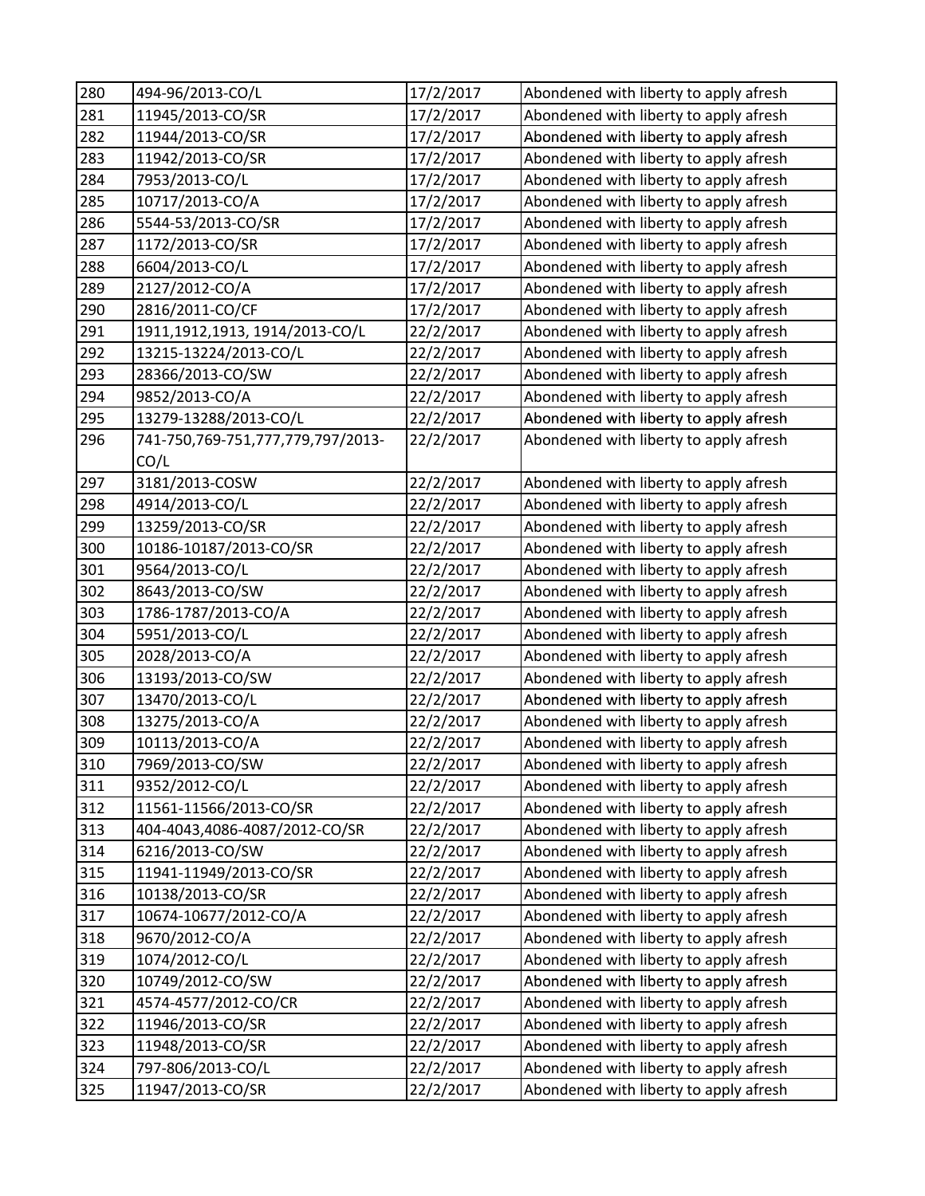| 280 | 494-96/2013-CO/L | 17/2/2017 | Abondened with liberty to apply afresh |
|---|---|---|---|
| 281 | 11945/2013-CO/SR | 17/2/2017 | Abondened with liberty to apply afresh |
| 282 | 11944/2013-CO/SR | 17/2/2017 | Abondened with liberty to apply afresh |
| 283 | 11942/2013-CO/SR | 17/2/2017 | Abondened with liberty to apply afresh |
| 284 | 7953/2013-CO/L | 17/2/2017 | Abondened with liberty to apply afresh |
| 285 | 10717/2013-CO/A | 17/2/2017 | Abondened with liberty to apply afresh |
| 286 | 5544-53/2013-CO/SR | 17/2/2017 | Abondened with liberty to apply afresh |
| 287 | 1172/2013-CO/SR | 17/2/2017 | Abondened with liberty to apply afresh |
| 288 | 6604/2013-CO/L | 17/2/2017 | Abondened with liberty to apply afresh |
| 289 | 2127/2012-CO/A | 17/2/2017 | Abondened with liberty to apply afresh |
| 290 | 2816/2011-CO/CF | 17/2/2017 | Abondened with liberty to apply afresh |
| 291 | 1911,1912,1913, 1914/2013-CO/L | 22/2/2017 | Abondened with liberty to apply afresh |
| 292 | 13215-13224/2013-CO/L | 22/2/2017 | Abondened with liberty to apply afresh |
| 293 | 28366/2013-CO/SW | 22/2/2017 | Abondened with liberty to apply afresh |
| 294 | 9852/2013-CO/A | 22/2/2017 | Abondened with liberty to apply afresh |
| 295 | 13279-13288/2013-CO/L | 22/2/2017 | Abondened with liberty to apply afresh |
| 296 | 741-750,769-751,777,779,797/2013-CO/L | 22/2/2017 | Abondened with liberty to apply afresh |
| 297 | 3181/2013-COSW | 22/2/2017 | Abondened with liberty to apply afresh |
| 298 | 4914/2013-CO/L | 22/2/2017 | Abondened with liberty to apply afresh |
| 299 | 13259/2013-CO/SR | 22/2/2017 | Abondened with liberty to apply afresh |
| 300 | 10186-10187/2013-CO/SR | 22/2/2017 | Abondened with liberty to apply afresh |
| 301 | 9564/2013-CO/L | 22/2/2017 | Abondened with liberty to apply afresh |
| 302 | 8643/2013-CO/SW | 22/2/2017 | Abondened with liberty to apply afresh |
| 303 | 1786-1787/2013-CO/A | 22/2/2017 | Abondened with liberty to apply afresh |
| 304 | 5951/2013-CO/L | 22/2/2017 | Abondened with liberty to apply afresh |
| 305 | 2028/2013-CO/A | 22/2/2017 | Abondened with liberty to apply afresh |
| 306 | 13193/2013-CO/SW | 22/2/2017 | Abondened with liberty to apply afresh |
| 307 | 13470/2013-CO/L | 22/2/2017 | Abondened with liberty to apply afresh |
| 308 | 13275/2013-CO/A | 22/2/2017 | Abondened with liberty to apply afresh |
| 309 | 10113/2013-CO/A | 22/2/2017 | Abondened with liberty to apply afresh |
| 310 | 7969/2013-CO/SW | 22/2/2017 | Abondened with liberty to apply afresh |
| 311 | 9352/2012-CO/L | 22/2/2017 | Abondened with liberty to apply afresh |
| 312 | 11561-11566/2013-CO/SR | 22/2/2017 | Abondened with liberty to apply afresh |
| 313 | 404-4043,4086-4087/2012-CO/SR | 22/2/2017 | Abondened with liberty to apply afresh |
| 314 | 6216/2013-CO/SW | 22/2/2017 | Abondened with liberty to apply afresh |
| 315 | 11941-11949/2013-CO/SR | 22/2/2017 | Abondened with liberty to apply afresh |
| 316 | 10138/2013-CO/SR | 22/2/2017 | Abondened with liberty to apply afresh |
| 317 | 10674-10677/2012-CO/A | 22/2/2017 | Abondened with liberty to apply afresh |
| 318 | 9670/2012-CO/A | 22/2/2017 | Abondened with liberty to apply afresh |
| 319 | 1074/2012-CO/L | 22/2/2017 | Abondened with liberty to apply afresh |
| 320 | 10749/2012-CO/SW | 22/2/2017 | Abondened with liberty to apply afresh |
| 321 | 4574-4577/2012-CO/CR | 22/2/2017 | Abondened with liberty to apply afresh |
| 322 | 11946/2013-CO/SR | 22/2/2017 | Abondened with liberty to apply afresh |
| 323 | 11948/2013-CO/SR | 22/2/2017 | Abondened with liberty to apply afresh |
| 324 | 797-806/2013-CO/L | 22/2/2017 | Abondened with liberty to apply afresh |
| 325 | 11947/2013-CO/SR | 22/2/2017 | Abondened with liberty to apply afresh |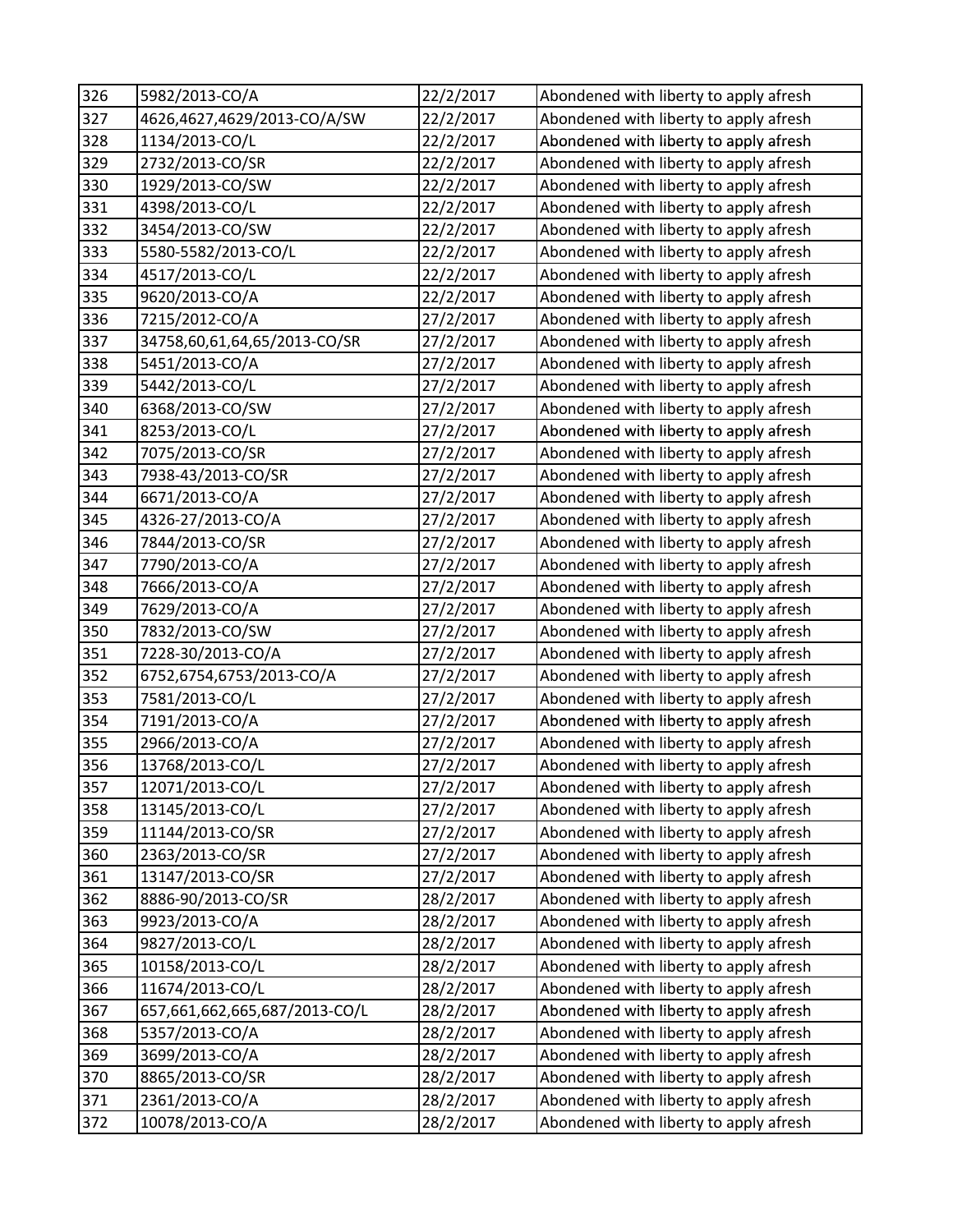| 326 | 5982/2013-CO/A | 22/2/2017 | Abondened with liberty to apply afresh |
|---|---|---|---|
| 327 | 4626,4627,4629/2013-CO/A/SW | 22/2/2017 | Abondened with liberty to apply afresh |
| 328 | 1134/2013-CO/L | 22/2/2017 | Abondened with liberty to apply afresh |
| 329 | 2732/2013-CO/SR | 22/2/2017 | Abondened with liberty to apply afresh |
| 330 | 1929/2013-CO/SW | 22/2/2017 | Abondened with liberty to apply afresh |
| 331 | 4398/2013-CO/L | 22/2/2017 | Abondened with liberty to apply afresh |
| 332 | 3454/2013-CO/SW | 22/2/2017 | Abondened with liberty to apply afresh |
| 333 | 5580-5582/2013-CO/L | 22/2/2017 | Abondened with liberty to apply afresh |
| 334 | 4517/2013-CO/L | 22/2/2017 | Abondened with liberty to apply afresh |
| 335 | 9620/2013-CO/A | 22/2/2017 | Abondened with liberty to apply afresh |
| 336 | 7215/2012-CO/A | 27/2/2017 | Abondened with liberty to apply afresh |
| 337 | 34758,60,61,64,65/2013-CO/SR | 27/2/2017 | Abondened with liberty to apply afresh |
| 338 | 5451/2013-CO/A | 27/2/2017 | Abondened with liberty to apply afresh |
| 339 | 5442/2013-CO/L | 27/2/2017 | Abondened with liberty to apply afresh |
| 340 | 6368/2013-CO/SW | 27/2/2017 | Abondened with liberty to apply afresh |
| 341 | 8253/2013-CO/L | 27/2/2017 | Abondened with liberty to apply afresh |
| 342 | 7075/2013-CO/SR | 27/2/2017 | Abondened with liberty to apply afresh |
| 343 | 7938-43/2013-CO/SR | 27/2/2017 | Abondened with liberty to apply afresh |
| 344 | 6671/2013-CO/A | 27/2/2017 | Abondened with liberty to apply afresh |
| 345 | 4326-27/2013-CO/A | 27/2/2017 | Abondened with liberty to apply afresh |
| 346 | 7844/2013-CO/SR | 27/2/2017 | Abondened with liberty to apply afresh |
| 347 | 7790/2013-CO/A | 27/2/2017 | Abondened with liberty to apply afresh |
| 348 | 7666/2013-CO/A | 27/2/2017 | Abondened with liberty to apply afresh |
| 349 | 7629/2013-CO/A | 27/2/2017 | Abondened with liberty to apply afresh |
| 350 | 7832/2013-CO/SW | 27/2/2017 | Abondened with liberty to apply afresh |
| 351 | 7228-30/2013-CO/A | 27/2/2017 | Abondened with liberty to apply afresh |
| 352 | 6752,6754,6753/2013-CO/A | 27/2/2017 | Abondened with liberty to apply afresh |
| 353 | 7581/2013-CO/L | 27/2/2017 | Abondened with liberty to apply afresh |
| 354 | 7191/2013-CO/A | 27/2/2017 | Abondened with liberty to apply afresh |
| 355 | 2966/2013-CO/A | 27/2/2017 | Abondened with liberty to apply afresh |
| 356 | 13768/2013-CO/L | 27/2/2017 | Abondened with liberty to apply afresh |
| 357 | 12071/2013-CO/L | 27/2/2017 | Abondened with liberty to apply afresh |
| 358 | 13145/2013-CO/L | 27/2/2017 | Abondened with liberty to apply afresh |
| 359 | 11144/2013-CO/SR | 27/2/2017 | Abondened with liberty to apply afresh |
| 360 | 2363/2013-CO/SR | 27/2/2017 | Abondened with liberty to apply afresh |
| 361 | 13147/2013-CO/SR | 27/2/2017 | Abondened with liberty to apply afresh |
| 362 | 8886-90/2013-CO/SR | 28/2/2017 | Abondened with liberty to apply afresh |
| 363 | 9923/2013-CO/A | 28/2/2017 | Abondened with liberty to apply afresh |
| 364 | 9827/2013-CO/L | 28/2/2017 | Abondened with liberty to apply afresh |
| 365 | 10158/2013-CO/L | 28/2/2017 | Abondened with liberty to apply afresh |
| 366 | 11674/2013-CO/L | 28/2/2017 | Abondened with liberty to apply afresh |
| 367 | 657,661,662,665,687/2013-CO/L | 28/2/2017 | Abondened with liberty to apply afresh |
| 368 | 5357/2013-CO/A | 28/2/2017 | Abondened with liberty to apply afresh |
| 369 | 3699/2013-CO/A | 28/2/2017 | Abondened with liberty to apply afresh |
| 370 | 8865/2013-CO/SR | 28/2/2017 | Abondened with liberty to apply afresh |
| 371 | 2361/2013-CO/A | 28/2/2017 | Abondened with liberty to apply afresh |
| 372 | 10078/2013-CO/A | 28/2/2017 | Abondened with liberty to apply afresh |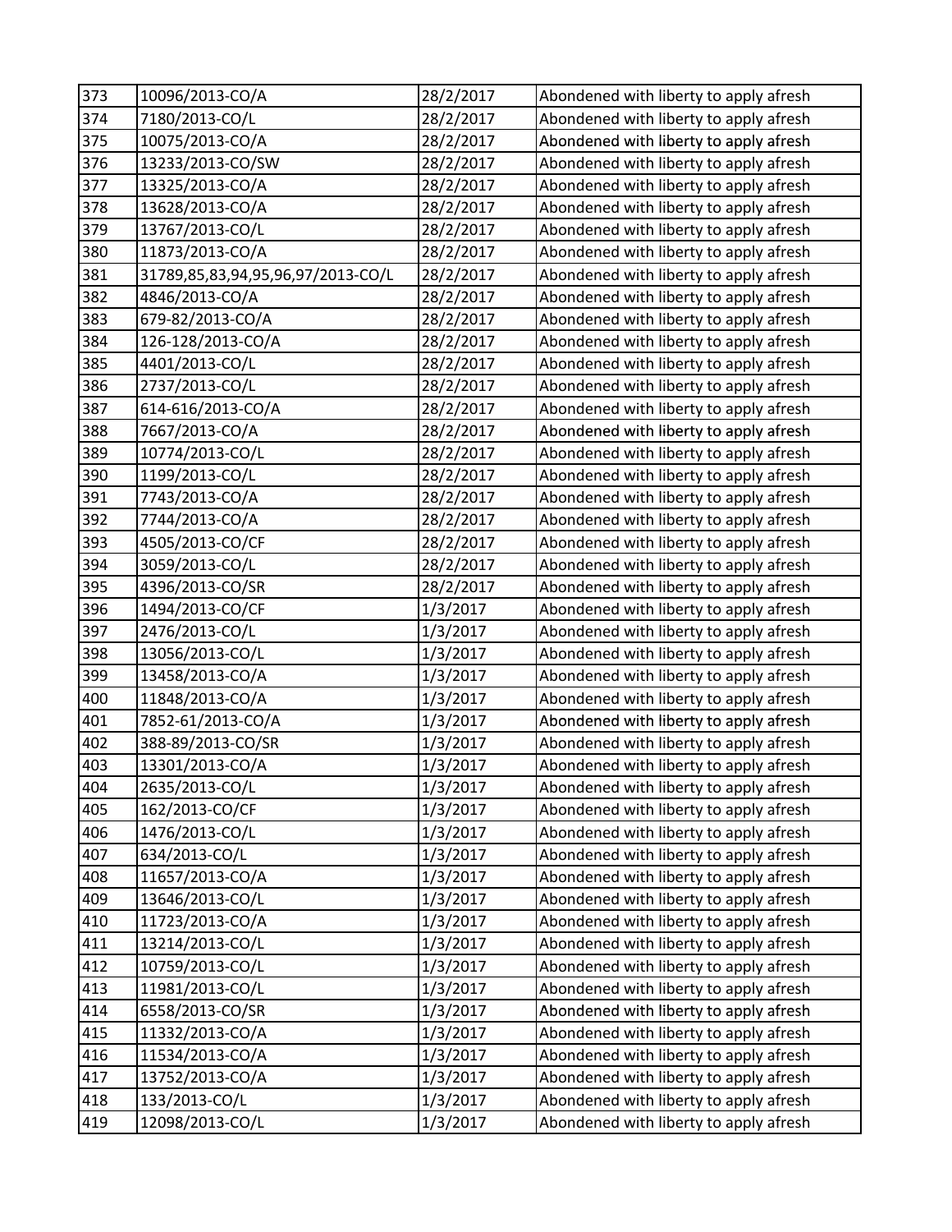| 373 | 10096/2013-CO/A | 28/2/2017 | Abondened with liberty to apply afresh |
|---|---|---|---|
| 374 | 7180/2013-CO/L | 28/2/2017 | Abondened with liberty to apply afresh |
| 375 | 10075/2013-CO/A | 28/2/2017 | Abondened with liberty to apply afresh |
| 376 | 13233/2013-CO/SW | 28/2/2017 | Abondened with liberty to apply afresh |
| 377 | 13325/2013-CO/A | 28/2/2017 | Abondened with liberty to apply afresh |
| 378 | 13628/2013-CO/A | 28/2/2017 | Abondened with liberty to apply afresh |
| 379 | 13767/2013-CO/L | 28/2/2017 | Abondened with liberty to apply afresh |
| 380 | 11873/2013-CO/A | 28/2/2017 | Abondened with liberty to apply afresh |
| 381 | 31789,85,83,94,95,96,97/2013-CO/L | 28/2/2017 | Abondened with liberty to apply afresh |
| 382 | 4846/2013-CO/A | 28/2/2017 | Abondened with liberty to apply afresh |
| 383 | 679-82/2013-CO/A | 28/2/2017 | Abondened with liberty to apply afresh |
| 384 | 126-128/2013-CO/A | 28/2/2017 | Abondened with liberty to apply afresh |
| 385 | 4401/2013-CO/L | 28/2/2017 | Abondened with liberty to apply afresh |
| 386 | 2737/2013-CO/L | 28/2/2017 | Abondened with liberty to apply afresh |
| 387 | 614-616/2013-CO/A | 28/2/2017 | Abondened with liberty to apply afresh |
| 388 | 7667/2013-CO/A | 28/2/2017 | Abondened with liberty to apply afresh |
| 389 | 10774/2013-CO/L | 28/2/2017 | Abondened with liberty to apply afresh |
| 390 | 1199/2013-CO/L | 28/2/2017 | Abondened with liberty to apply afresh |
| 391 | 7743/2013-CO/A | 28/2/2017 | Abondened with liberty to apply afresh |
| 392 | 7744/2013-CO/A | 28/2/2017 | Abondened with liberty to apply afresh |
| 393 | 4505/2013-CO/CF | 28/2/2017 | Abondened with liberty to apply afresh |
| 394 | 3059/2013-CO/L | 28/2/2017 | Abondened with liberty to apply afresh |
| 395 | 4396/2013-CO/SR | 28/2/2017 | Abondened with liberty to apply afresh |
| 396 | 1494/2013-CO/CF | 1/3/2017 | Abondened with liberty to apply afresh |
| 397 | 2476/2013-CO/L | 1/3/2017 | Abondened with liberty to apply afresh |
| 398 | 13056/2013-CO/L | 1/3/2017 | Abondened with liberty to apply afresh |
| 399 | 13458/2013-CO/A | 1/3/2017 | Abondened with liberty to apply afresh |
| 400 | 11848/2013-CO/A | 1/3/2017 | Abondened with liberty to apply afresh |
| 401 | 7852-61/2013-CO/A | 1/3/2017 | Abondened with liberty to apply afresh |
| 402 | 388-89/2013-CO/SR | 1/3/2017 | Abondened with liberty to apply afresh |
| 403 | 13301/2013-CO/A | 1/3/2017 | Abondened with liberty to apply afresh |
| 404 | 2635/2013-CO/L | 1/3/2017 | Abondened with liberty to apply afresh |
| 405 | 162/2013-CO/CF | 1/3/2017 | Abondened with liberty to apply afresh |
| 406 | 1476/2013-CO/L | 1/3/2017 | Abondened with liberty to apply afresh |
| 407 | 634/2013-CO/L | 1/3/2017 | Abondened with liberty to apply afresh |
| 408 | 11657/2013-CO/A | 1/3/2017 | Abondened with liberty to apply afresh |
| 409 | 13646/2013-CO/L | 1/3/2017 | Abondened with liberty to apply afresh |
| 410 | 11723/2013-CO/A | 1/3/2017 | Abondened with liberty to apply afresh |
| 411 | 13214/2013-CO/L | 1/3/2017 | Abondened with liberty to apply afresh |
| 412 | 10759/2013-CO/L | 1/3/2017 | Abondened with liberty to apply afresh |
| 413 | 11981/2013-CO/L | 1/3/2017 | Abondened with liberty to apply afresh |
| 414 | 6558/2013-CO/SR | 1/3/2017 | Abondened with liberty to apply afresh |
| 415 | 11332/2013-CO/A | 1/3/2017 | Abondened with liberty to apply afresh |
| 416 | 11534/2013-CO/A | 1/3/2017 | Abondened with liberty to apply afresh |
| 417 | 13752/2013-CO/A | 1/3/2017 | Abondened with liberty to apply afresh |
| 418 | 133/2013-CO/L | 1/3/2017 | Abondened with liberty to apply afresh |
| 419 | 12098/2013-CO/L | 1/3/2017 | Abondened with liberty to apply afresh |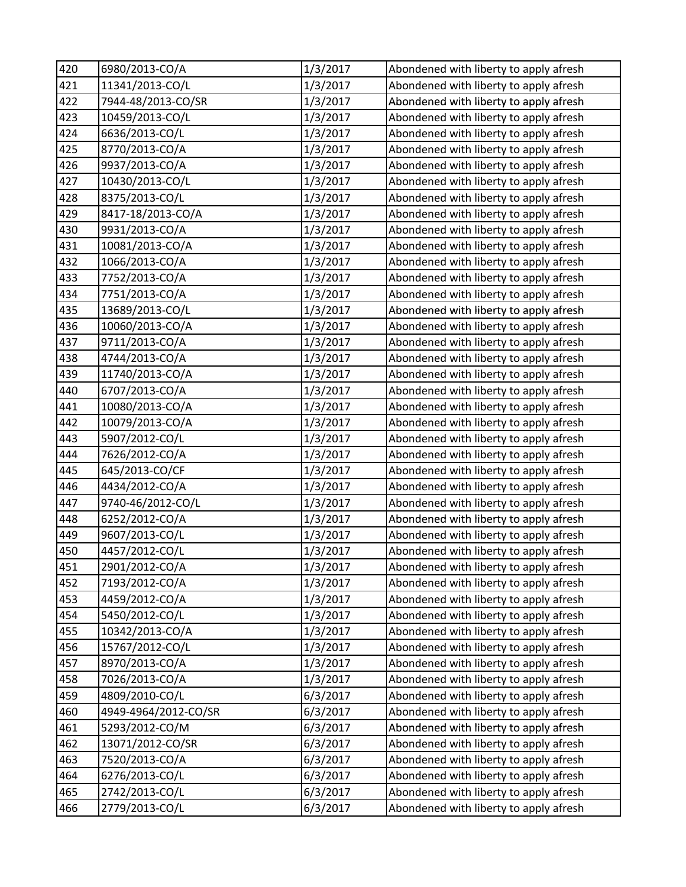| 420 | 6980/2013-CO/A | 1/3/2017 | Abondened with liberty to apply afresh |
|---|---|---|---|
| 421 | 11341/2013-CO/L | 1/3/2017 | Abondened with liberty to apply afresh |
| 422 | 7944-48/2013-CO/SR | 1/3/2017 | Abondened with liberty to apply afresh |
| 423 | 10459/2013-CO/L | 1/3/2017 | Abondened with liberty to apply afresh |
| 424 | 6636/2013-CO/L | 1/3/2017 | Abondened with liberty to apply afresh |
| 425 | 8770/2013-CO/A | 1/3/2017 | Abondened with liberty to apply afresh |
| 426 | 9937/2013-CO/A | 1/3/2017 | Abondened with liberty to apply afresh |
| 427 | 10430/2013-CO/L | 1/3/2017 | Abondened with liberty to apply afresh |
| 428 | 8375/2013-CO/L | 1/3/2017 | Abondened with liberty to apply afresh |
| 429 | 8417-18/2013-CO/A | 1/3/2017 | Abondened with liberty to apply afresh |
| 430 | 9931/2013-CO/A | 1/3/2017 | Abondened with liberty to apply afresh |
| 431 | 10081/2013-CO/A | 1/3/2017 | Abondened with liberty to apply afresh |
| 432 | 1066/2013-CO/A | 1/3/2017 | Abondened with liberty to apply afresh |
| 433 | 7752/2013-CO/A | 1/3/2017 | Abondened with liberty to apply afresh |
| 434 | 7751/2013-CO/A | 1/3/2017 | Abondened with liberty to apply afresh |
| 435 | 13689/2013-CO/L | 1/3/2017 | Abondened with liberty to apply afresh |
| 436 | 10060/2013-CO/A | 1/3/2017 | Abondened with liberty to apply afresh |
| 437 | 9711/2013-CO/A | 1/3/2017 | Abondened with liberty to apply afresh |
| 438 | 4744/2013-CO/A | 1/3/2017 | Abondened with liberty to apply afresh |
| 439 | 11740/2013-CO/A | 1/3/2017 | Abondened with liberty to apply afresh |
| 440 | 6707/2013-CO/A | 1/3/2017 | Abondened with liberty to apply afresh |
| 441 | 10080/2013-CO/A | 1/3/2017 | Abondened with liberty to apply afresh |
| 442 | 10079/2013-CO/A | 1/3/2017 | Abondened with liberty to apply afresh |
| 443 | 5907/2012-CO/L | 1/3/2017 | Abondened with liberty to apply afresh |
| 444 | 7626/2012-CO/A | 1/3/2017 | Abondened with liberty to apply afresh |
| 445 | 645/2013-CO/CF | 1/3/2017 | Abondened with liberty to apply afresh |
| 446 | 4434/2012-CO/A | 1/3/2017 | Abondened with liberty to apply afresh |
| 447 | 9740-46/2012-CO/L | 1/3/2017 | Abondened with liberty to apply afresh |
| 448 | 6252/2012-CO/A | 1/3/2017 | Abondened with liberty to apply afresh |
| 449 | 9607/2013-CO/L | 1/3/2017 | Abondened with liberty to apply afresh |
| 450 | 4457/2012-CO/L | 1/3/2017 | Abondened with liberty to apply afresh |
| 451 | 2901/2012-CO/A | 1/3/2017 | Abondened with liberty to apply afresh |
| 452 | 7193/2012-CO/A | 1/3/2017 | Abondened with liberty to apply afresh |
| 453 | 4459/2012-CO/A | 1/3/2017 | Abondened with liberty to apply afresh |
| 454 | 5450/2012-CO/L | 1/3/2017 | Abondened with liberty to apply afresh |
| 455 | 10342/2013-CO/A | 1/3/2017 | Abondened with liberty to apply afresh |
| 456 | 15767/2012-CO/L | 1/3/2017 | Abondened with liberty to apply afresh |
| 457 | 8970/2013-CO/A | 1/3/2017 | Abondened with liberty to apply afresh |
| 458 | 7026/2013-CO/A | 1/3/2017 | Abondened with liberty to apply afresh |
| 459 | 4809/2010-CO/L | 6/3/2017 | Abondened with liberty to apply afresh |
| 460 | 4949-4964/2012-CO/SR | 6/3/2017 | Abondened with liberty to apply afresh |
| 461 | 5293/2012-CO/M | 6/3/2017 | Abondened with liberty to apply afresh |
| 462 | 13071/2012-CO/SR | 6/3/2017 | Abondened with liberty to apply afresh |
| 463 | 7520/2013-CO/A | 6/3/2017 | Abondened with liberty to apply afresh |
| 464 | 6276/2013-CO/L | 6/3/2017 | Abondened with liberty to apply afresh |
| 465 | 2742/2013-CO/L | 6/3/2017 | Abondened with liberty to apply afresh |
| 466 | 2779/2013-CO/L | 6/3/2017 | Abondened with liberty to apply afresh |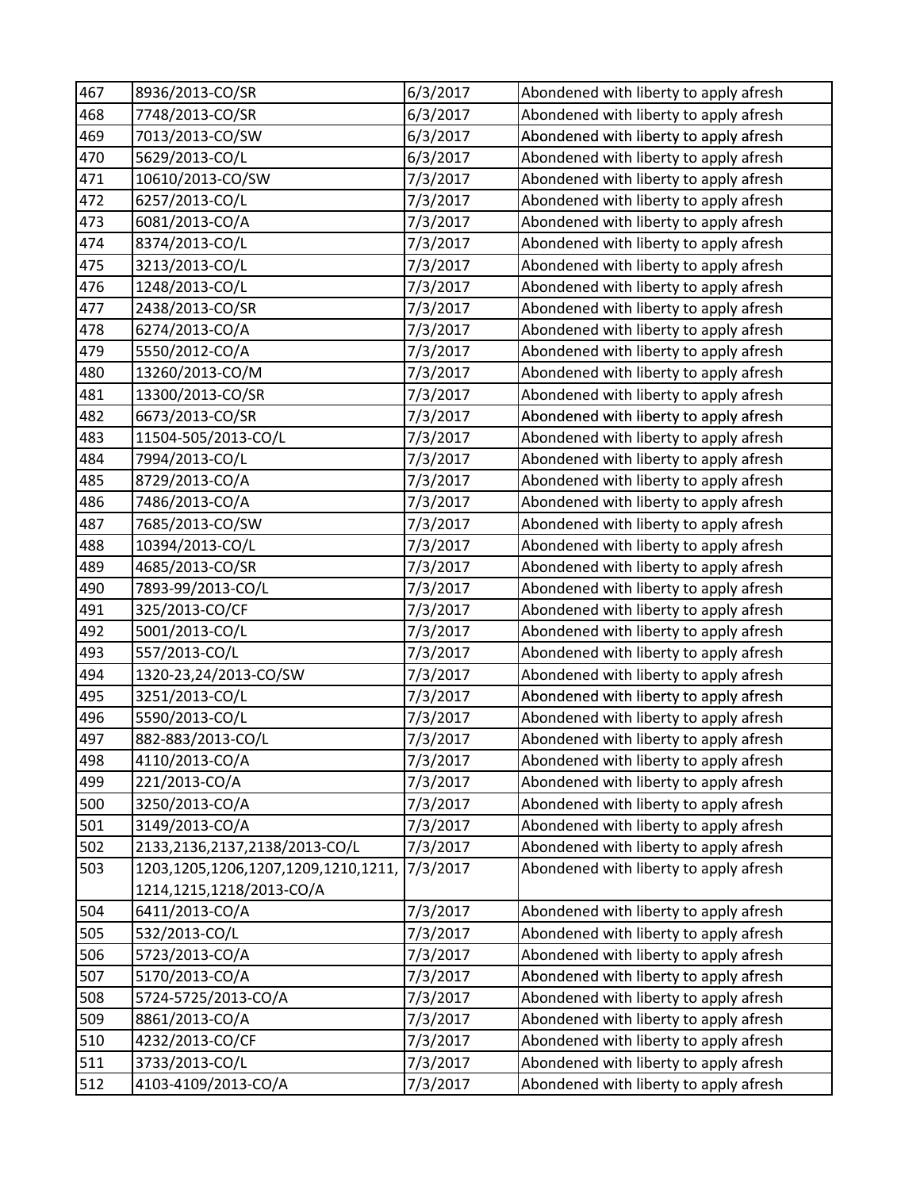| 467 | 8936/2013-CO/SR | 6/3/2017 | Abondened with liberty to apply afresh |
|---|---|---|---|
| 468 | 7748/2013-CO/SR | 6/3/2017 | Abondened with liberty to apply afresh |
| 469 | 7013/2013-CO/SW | 6/3/2017 | Abondened with liberty to apply afresh |
| 470 | 5629/2013-CO/L | 6/3/2017 | Abondened with liberty to apply afresh |
| 471 | 10610/2013-CO/SW | 7/3/2017 | Abondened with liberty to apply afresh |
| 472 | 6257/2013-CO/L | 7/3/2017 | Abondened with liberty to apply afresh |
| 473 | 6081/2013-CO/A | 7/3/2017 | Abondened with liberty to apply afresh |
| 474 | 8374/2013-CO/L | 7/3/2017 | Abondened with liberty to apply afresh |
| 475 | 3213/2013-CO/L | 7/3/2017 | Abondened with liberty to apply afresh |
| 476 | 1248/2013-CO/L | 7/3/2017 | Abondened with liberty to apply afresh |
| 477 | 2438/2013-CO/SR | 7/3/2017 | Abondened with liberty to apply afresh |
| 478 | 6274/2013-CO/A | 7/3/2017 | Abondened with liberty to apply afresh |
| 479 | 5550/2012-CO/A | 7/3/2017 | Abondened with liberty to apply afresh |
| 480 | 13260/2013-CO/M | 7/3/2017 | Abondened with liberty to apply afresh |
| 481 | 13300/2013-CO/SR | 7/3/2017 | Abondened with liberty to apply afresh |
| 482 | 6673/2013-CO/SR | 7/3/2017 | Abondened with liberty to apply afresh |
| 483 | 11504-505/2013-CO/L | 7/3/2017 | Abondened with liberty to apply afresh |
| 484 | 7994/2013-CO/L | 7/3/2017 | Abondened with liberty to apply afresh |
| 485 | 8729/2013-CO/A | 7/3/2017 | Abondened with liberty to apply afresh |
| 486 | 7486/2013-CO/A | 7/3/2017 | Abondened with liberty to apply afresh |
| 487 | 7685/2013-CO/SW | 7/3/2017 | Abondened with liberty to apply afresh |
| 488 | 10394/2013-CO/L | 7/3/2017 | Abondened with liberty to apply afresh |
| 489 | 4685/2013-CO/SR | 7/3/2017 | Abondened with liberty to apply afresh |
| 490 | 7893-99/2013-CO/L | 7/3/2017 | Abondened with liberty to apply afresh |
| 491 | 325/2013-CO/CF | 7/3/2017 | Abondened with liberty to apply afresh |
| 492 | 5001/2013-CO/L | 7/3/2017 | Abondened with liberty to apply afresh |
| 493 | 557/2013-CO/L | 7/3/2017 | Abondened with liberty to apply afresh |
| 494 | 1320-23,24/2013-CO/SW | 7/3/2017 | Abondened with liberty to apply afresh |
| 495 | 3251/2013-CO/L | 7/3/2017 | Abondened with liberty to apply afresh |
| 496 | 5590/2013-CO/L | 7/3/2017 | Abondened with liberty to apply afresh |
| 497 | 882-883/2013-CO/L | 7/3/2017 | Abondened with liberty to apply afresh |
| 498 | 4110/2013-CO/A | 7/3/2017 | Abondened with liberty to apply afresh |
| 499 | 221/2013-CO/A | 7/3/2017 | Abondened with liberty to apply afresh |
| 500 | 3250/2013-CO/A | 7/3/2017 | Abondened with liberty to apply afresh |
| 501 | 3149/2013-CO/A | 7/3/2017 | Abondened with liberty to apply afresh |
| 502 | 2133,2136,2137,2138/2013-CO/L | 7/3/2017 | Abondened with liberty to apply afresh |
| 503 | 1203,1205,1206,1207,1209,1210,1211, 1214,1215,1218/2013-CO/A | 7/3/2017 | Abondened with liberty to apply afresh |
| 504 | 6411/2013-CO/A | 7/3/2017 | Abondened with liberty to apply afresh |
| 505 | 532/2013-CO/L | 7/3/2017 | Abondened with liberty to apply afresh |
| 506 | 5723/2013-CO/A | 7/3/2017 | Abondened with liberty to apply afresh |
| 507 | 5170/2013-CO/A | 7/3/2017 | Abondened with liberty to apply afresh |
| 508 | 5724-5725/2013-CO/A | 7/3/2017 | Abondened with liberty to apply afresh |
| 509 | 8861/2013-CO/A | 7/3/2017 | Abondened with liberty to apply afresh |
| 510 | 4232/2013-CO/CF | 7/3/2017 | Abondened with liberty to apply afresh |
| 511 | 3733/2013-CO/L | 7/3/2017 | Abondened with liberty to apply afresh |
| 512 | 4103-4109/2013-CO/A | 7/3/2017 | Abondened with liberty to apply afresh |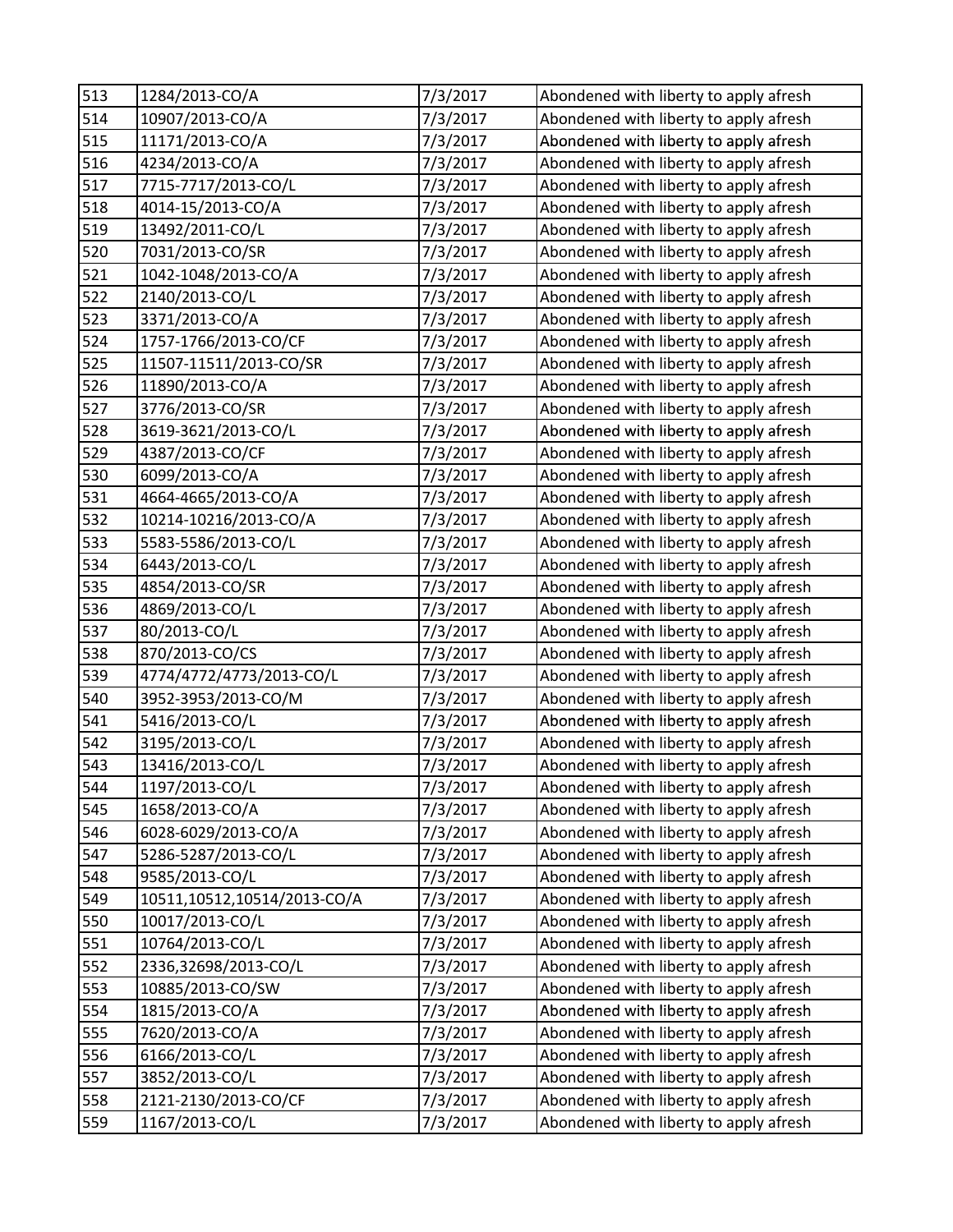| 513 | 1284/2013-CO/A | 7/3/2017 | Abondened with liberty to apply afresh |
|---|---|---|---|
| 514 | 10907/2013-CO/A | 7/3/2017 | Abondened with liberty to apply afresh |
| 515 | 11171/2013-CO/A | 7/3/2017 | Abondened with liberty to apply afresh |
| 516 | 4234/2013-CO/A | 7/3/2017 | Abondened with liberty to apply afresh |
| 517 | 7715-7717/2013-CO/L | 7/3/2017 | Abondened with liberty to apply afresh |
| 518 | 4014-15/2013-CO/A | 7/3/2017 | Abondened with liberty to apply afresh |
| 519 | 13492/2011-CO/L | 7/3/2017 | Abondened with liberty to apply afresh |
| 520 | 7031/2013-CO/SR | 7/3/2017 | Abondened with liberty to apply afresh |
| 521 | 1042-1048/2013-CO/A | 7/3/2017 | Abondened with liberty to apply afresh |
| 522 | 2140/2013-CO/L | 7/3/2017 | Abondened with liberty to apply afresh |
| 523 | 3371/2013-CO/A | 7/3/2017 | Abondened with liberty to apply afresh |
| 524 | 1757-1766/2013-CO/CF | 7/3/2017 | Abondened with liberty to apply afresh |
| 525 | 11507-11511/2013-CO/SR | 7/3/2017 | Abondened with liberty to apply afresh |
| 526 | 11890/2013-CO/A | 7/3/2017 | Abondened with liberty to apply afresh |
| 527 | 3776/2013-CO/SR | 7/3/2017 | Abondened with liberty to apply afresh |
| 528 | 3619-3621/2013-CO/L | 7/3/2017 | Abondened with liberty to apply afresh |
| 529 | 4387/2013-CO/CF | 7/3/2017 | Abondened with liberty to apply afresh |
| 530 | 6099/2013-CO/A | 7/3/2017 | Abondened with liberty to apply afresh |
| 531 | 4664-4665/2013-CO/A | 7/3/2017 | Abondened with liberty to apply afresh |
| 532 | 10214-10216/2013-CO/A | 7/3/2017 | Abondened with liberty to apply afresh |
| 533 | 5583-5586/2013-CO/L | 7/3/2017 | Abondened with liberty to apply afresh |
| 534 | 6443/2013-CO/L | 7/3/2017 | Abondened with liberty to apply afresh |
| 535 | 4854/2013-CO/SR | 7/3/2017 | Abondened with liberty to apply afresh |
| 536 | 4869/2013-CO/L | 7/3/2017 | Abondened with liberty to apply afresh |
| 537 | 80/2013-CO/L | 7/3/2017 | Abondened with liberty to apply afresh |
| 538 | 870/2013-CO/CS | 7/3/2017 | Abondened with liberty to apply afresh |
| 539 | 4774/4772/4773/2013-CO/L | 7/3/2017 | Abondened with liberty to apply afresh |
| 540 | 3952-3953/2013-CO/M | 7/3/2017 | Abondened with liberty to apply afresh |
| 541 | 5416/2013-CO/L | 7/3/2017 | Abondened with liberty to apply afresh |
| 542 | 3195/2013-CO/L | 7/3/2017 | Abondened with liberty to apply afresh |
| 543 | 13416/2013-CO/L | 7/3/2017 | Abondened with liberty to apply afresh |
| 544 | 1197/2013-CO/L | 7/3/2017 | Abondened with liberty to apply afresh |
| 545 | 1658/2013-CO/A | 7/3/2017 | Abondened with liberty to apply afresh |
| 546 | 6028-6029/2013-CO/A | 7/3/2017 | Abondened with liberty to apply afresh |
| 547 | 5286-5287/2013-CO/L | 7/3/2017 | Abondened with liberty to apply afresh |
| 548 | 9585/2013-CO/L | 7/3/2017 | Abondened with liberty to apply afresh |
| 549 | 10511,10512,10514/2013-CO/A | 7/3/2017 | Abondened with liberty to apply afresh |
| 550 | 10017/2013-CO/L | 7/3/2017 | Abondened with liberty to apply afresh |
| 551 | 10764/2013-CO/L | 7/3/2017 | Abondened with liberty to apply afresh |
| 552 | 2336,32698/2013-CO/L | 7/3/2017 | Abondened with liberty to apply afresh |
| 553 | 10885/2013-CO/SW | 7/3/2017 | Abondened with liberty to apply afresh |
| 554 | 1815/2013-CO/A | 7/3/2017 | Abondened with liberty to apply afresh |
| 555 | 7620/2013-CO/A | 7/3/2017 | Abondened with liberty to apply afresh |
| 556 | 6166/2013-CO/L | 7/3/2017 | Abondened with liberty to apply afresh |
| 557 | 3852/2013-CO/L | 7/3/2017 | Abondened with liberty to apply afresh |
| 558 | 2121-2130/2013-CO/CF | 7/3/2017 | Abondened with liberty to apply afresh |
| 559 | 1167/2013-CO/L | 7/3/2017 | Abondened with liberty to apply afresh |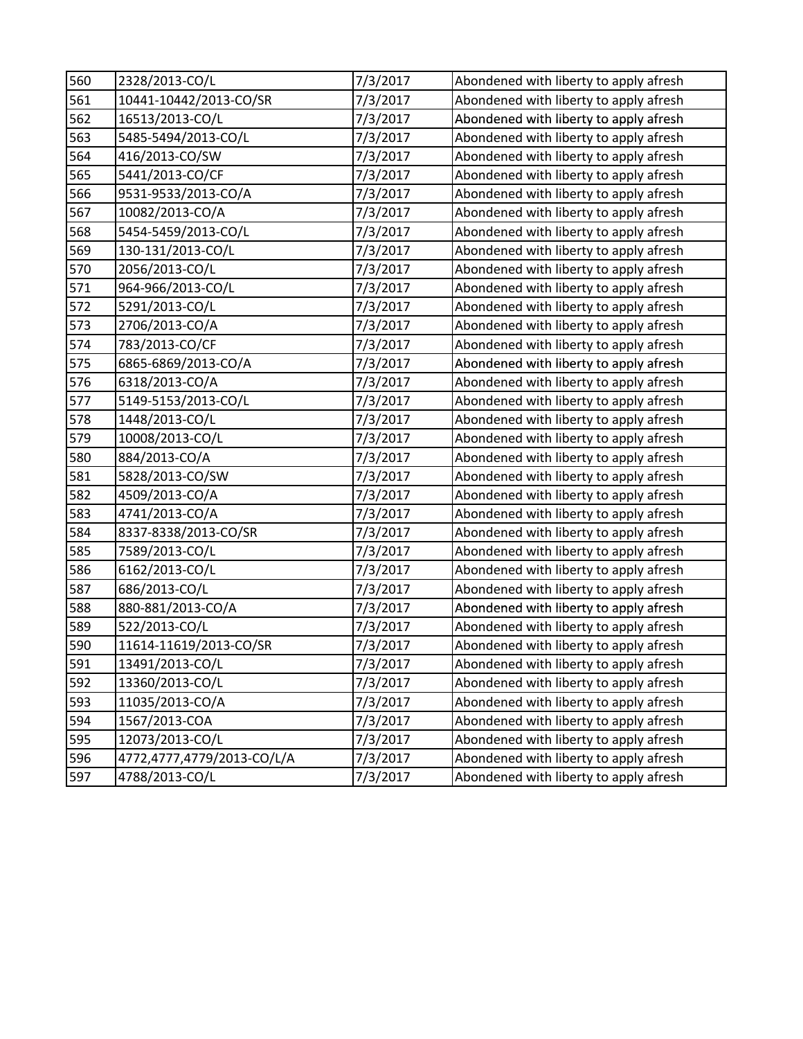| | | | |
|---|---|---|---|
| 560 | 2328/2013-CO/L | 7/3/2017 | Abondened with liberty to apply afresh |
| 561 | 10441-10442/2013-CO/SR | 7/3/2017 | Abondened with liberty to apply afresh |
| 562 | 16513/2013-CO/L | 7/3/2017 | Abondened with liberty to apply afresh |
| 563 | 5485-5494/2013-CO/L | 7/3/2017 | Abondened with liberty to apply afresh |
| 564 | 416/2013-CO/SW | 7/3/2017 | Abondened with liberty to apply afresh |
| 565 | 5441/2013-CO/CF | 7/3/2017 | Abondened with liberty to apply afresh |
| 566 | 9531-9533/2013-CO/A | 7/3/2017 | Abondened with liberty to apply afresh |
| 567 | 10082/2013-CO/A | 7/3/2017 | Abondened with liberty to apply afresh |
| 568 | 5454-5459/2013-CO/L | 7/3/2017 | Abondened with liberty to apply afresh |
| 569 | 130-131/2013-CO/L | 7/3/2017 | Abondened with liberty to apply afresh |
| 570 | 2056/2013-CO/L | 7/3/2017 | Abondened with liberty to apply afresh |
| 571 | 964-966/2013-CO/L | 7/3/2017 | Abondened with liberty to apply afresh |
| 572 | 5291/2013-CO/L | 7/3/2017 | Abondened with liberty to apply afresh |
| 573 | 2706/2013-CO/A | 7/3/2017 | Abondened with liberty to apply afresh |
| 574 | 783/2013-CO/CF | 7/3/2017 | Abondened with liberty to apply afresh |
| 575 | 6865-6869/2013-CO/A | 7/3/2017 | Abondened with liberty to apply afresh |
| 576 | 6318/2013-CO/A | 7/3/2017 | Abondened with liberty to apply afresh |
| 577 | 5149-5153/2013-CO/L | 7/3/2017 | Abondened with liberty to apply afresh |
| 578 | 1448/2013-CO/L | 7/3/2017 | Abondened with liberty to apply afresh |
| 579 | 10008/2013-CO/L | 7/3/2017 | Abondened with liberty to apply afresh |
| 580 | 884/2013-CO/A | 7/3/2017 | Abondened with liberty to apply afresh |
| 581 | 5828/2013-CO/SW | 7/3/2017 | Abondened with liberty to apply afresh |
| 582 | 4509/2013-CO/A | 7/3/2017 | Abondened with liberty to apply afresh |
| 583 | 4741/2013-CO/A | 7/3/2017 | Abondened with liberty to apply afresh |
| 584 | 8337-8338/2013-CO/SR | 7/3/2017 | Abondened with liberty to apply afresh |
| 585 | 7589/2013-CO/L | 7/3/2017 | Abondened with liberty to apply afresh |
| 586 | 6162/2013-CO/L | 7/3/2017 | Abondened with liberty to apply afresh |
| 587 | 686/2013-CO/L | 7/3/2017 | Abondened with liberty to apply afresh |
| 588 | 880-881/2013-CO/A | 7/3/2017 | Abondened with liberty to apply afresh |
| 589 | 522/2013-CO/L | 7/3/2017 | Abondened with liberty to apply afresh |
| 590 | 11614-11619/2013-CO/SR | 7/3/2017 | Abondened with liberty to apply afresh |
| 591 | 13491/2013-CO/L | 7/3/2017 | Abondened with liberty to apply afresh |
| 592 | 13360/2013-CO/L | 7/3/2017 | Abondened with liberty to apply afresh |
| 593 | 11035/2013-CO/A | 7/3/2017 | Abondened with liberty to apply afresh |
| 594 | 1567/2013-COA | 7/3/2017 | Abondened with liberty to apply afresh |
| 595 | 12073/2013-CO/L | 7/3/2017 | Abondened with liberty to apply afresh |
| 596 | 4772,4777,4779/2013-CO/L/A | 7/3/2017 | Abondened with liberty to apply afresh |
| 597 | 4788/2013-CO/L | 7/3/2017 | Abondened with liberty to apply afresh |